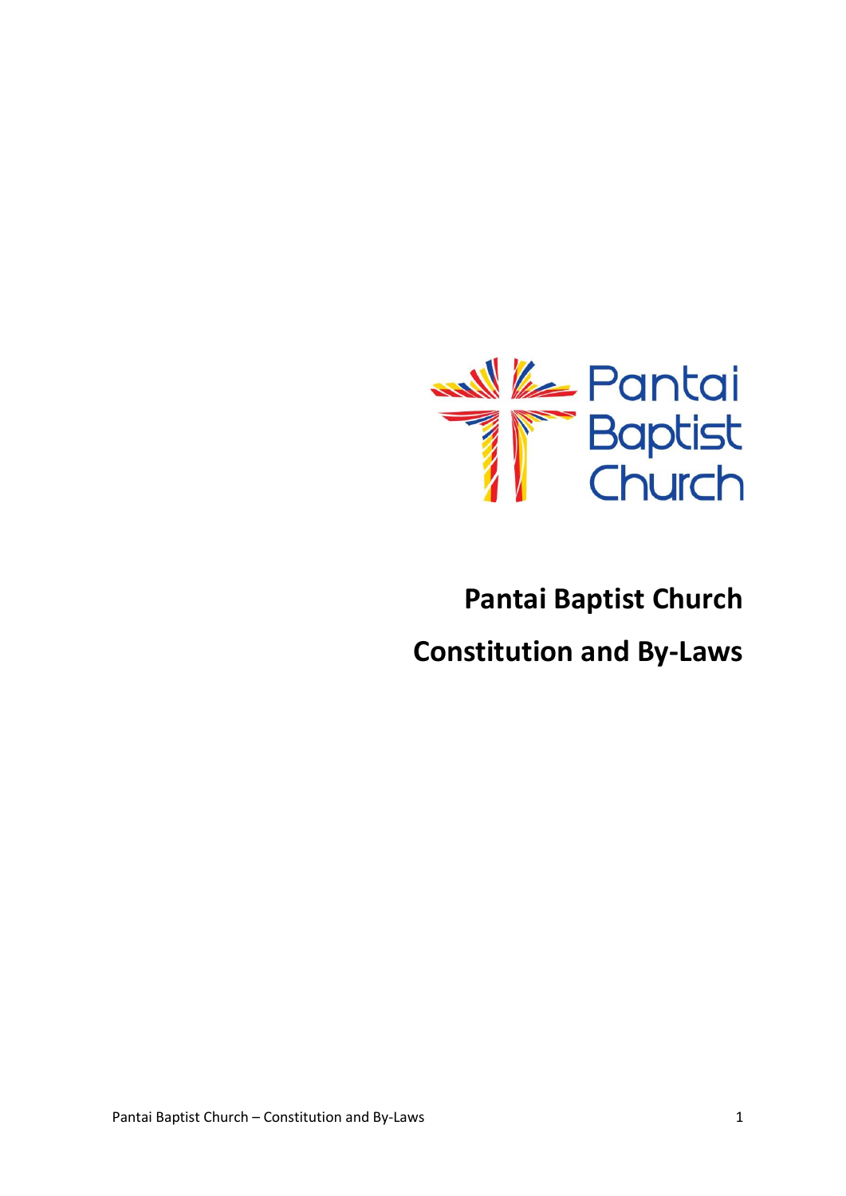Pantai Baptist Church

# Pantai Baptist Church

# Constitution and By-Laws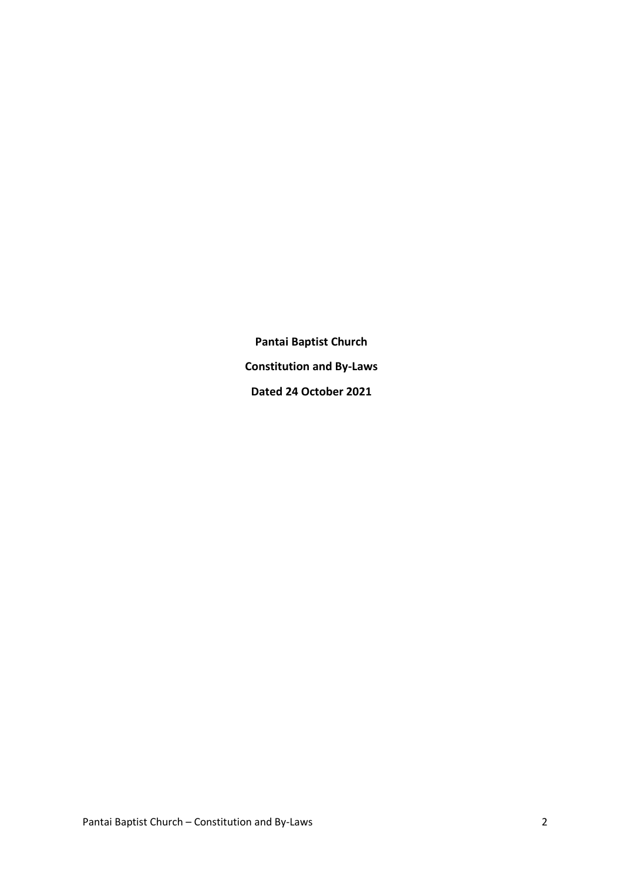**Pantai Baptist Church**

**Constitution and By-Laws**

**Dated 24 October 2021**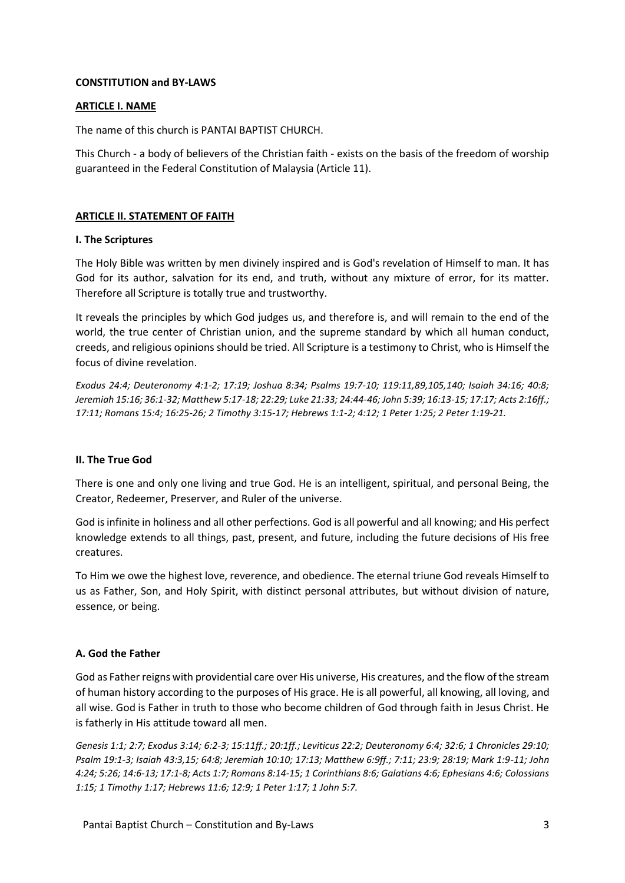**CONSTITUTION and BY-LAWS**

## ARTICLE I. NAME

The name of this church is PANTAI BAPTIST CHURCH.

This Church - a body of believers of the Christian faith - exists on the basis of the freedom of worship guaranteed in the Federal Constitution of Malaysia (Article 11).

## ARTICLE II. STATEMENT OF FAITH

### I. The Scriptures

The Holy Bible was written by men divinely inspired and is God's revelation of Himself to man. It has God for its author, salvation for its end, and truth, without any mixture of error, for its matter. Therefore all Scripture is totally true and trustworthy.

It reveals the principles by which God judges us, and therefore is, and will remain to the end of the world, the true center of Christian union, and the supreme standard by which all human conduct, creeds, and religious opinions should be tried. All Scripture is a testimony to Christ, who is Himself the focus of divine revelation.

*Exodus 24:4; Deuteronomy 4:1-2; 17:19; Joshua 8:34; Psalms 19:7-10; 119:11,89,105,140; Isaiah 34:16; 40:8; Jeremiah 15:16; 36:1-32; Matthew 5:17-18; 22:29; Luke 21:33; 24:44-46; John 5:39; 16:13-15; 17:17; Acts 2:16ff.; 17:11; Romans 15:4; 16:25-26; 2 Timothy 3:15-17; Hebrews 1:1-2; 4:12; 1 Peter 1:25; 2 Peter 1:19-21.*

### II. The True God

There is one and only one living and true God. He is an intelligent, spiritual, and personal Being, the Creator, Redeemer, Preserver, and Ruler of the universe.

God is infinite in holiness and all other perfections. God is all powerful and all knowing; and His perfect knowledge extends to all things, past, present, and future, including the future decisions of His free creatures.

To Him we owe the highest love, reverence, and obedience. The eternal triune God reveals Himself to us as Father, Son, and Holy Spirit, with distinct personal attributes, but without division of nature, essence, or being.

#### A. God the Father

God as Father reigns with providential care over His universe, His creatures, and the flow of the stream of human history according to the purposes of His grace. He is all powerful, all knowing, all loving, and all wise. God is Father in truth to those who become children of God through faith in Jesus Christ. He is fatherly in His attitude toward all men.

*Genesis 1:1; 2:7; Exodus 3:14; 6:2-3; 15:11ff.; 20:1ff.; Leviticus 22:2; Deuteronomy 6:4; 32:6; 1 Chronicles 29:10; Psalm 19:1-3; Isaiah 43:3,15; 64:8; Jeremiah 10:10; 17:13; Matthew 6:9ff.; 7:11; 23:9; 28:19; Mark 1:9-11; John 4:24; 5:26; 14:6-13; 17:1-8; Acts 1:7; Romans 8:14-15; 1 Corinthians 8:6; Galatians 4:6; Ephesians 4:6; Colossians 1:15; 1 Timothy 1:17; Hebrews 11:6; 12:9; 1 Peter 1:17; 1 John 5:7.*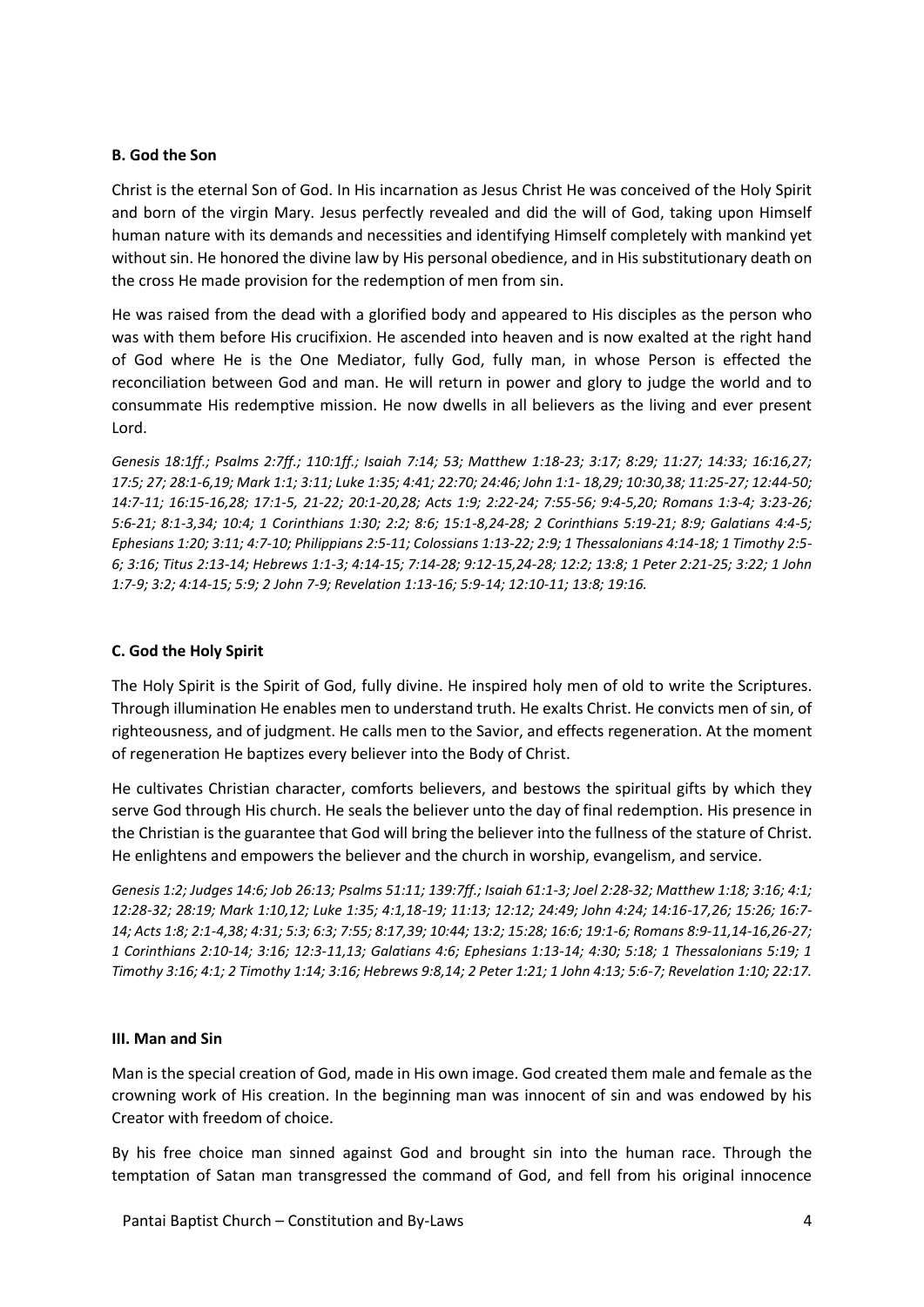#### B. God the Son

Christ is the eternal Son of God. In His incarnation as Jesus Christ He was conceived of the Holy Spirit and born of the virgin Mary. Jesus perfectly revealed and did the will of God, taking upon Himself human nature with its demands and necessities and identifying Himself completely with mankind yet without sin. He honored the divine law by His personal obedience, and in His substitutionary death on the cross He made provision for the redemption of men from sin.

He was raised from the dead with a glorified body and appeared to His disciples as the person who was with them before His crucifixion. He ascended into heaven and is now exalted at the right hand of God where He is the One Mediator, fully God, fully man, in whose Person is effected the reconciliation between God and man. He will return in power and glory to judge the world and to consummate His redemptive mission. He now dwells in all believers as the living and ever present Lord.

*Genesis 18:1ff.; Psalms 2:7ff.; 110:1ff.; Isaiah 7:14; 53; Matthew 1:18-23; 3:17; 8:29; 11:27; 14:33; 16:16,27; 17:5; 27; 28:1-6,19; Mark 1:1; 3:11; Luke 1:35; 4:41; 22:70; 24:46; John 1:1- 18,29; 10:30,38; 11:25-27; 12:44-50; 14:7-11; 16:15-16,28; 17:1-5, 21-22; 20:1-20,28; Acts 1:9; 2:22-24; 7:55-56; 9:4-5,20; Romans 1:3-4; 3:23-26; 5:6-21; 8:1-3,34; 10:4; 1 Corinthians 1:30; 2:2; 8:6; 15:1-8,24-28; 2 Corinthians 5:19-21; 8:9; Galatians 4:4-5; Ephesians 1:20; 3:11; 4:7-10; Philippians 2:5-11; Colossians 1:13-22; 2:9; 1 Thessalonians 4:14-18; 1 Timothy 2:5-6; 3:16; Titus 2:13-14; Hebrews 1:1-3; 4:14-15; 7:14-28; 9:12-15,24-28; 12:2; 13:8; 1 Peter 2:21-25; 3:22; 1 John 1:7-9; 3:2; 4:14-15; 5:9; 2 John 7-9; Revelation 1:13-16; 5:9-14; 12:10-11; 13:8; 19:16.*

#### C. God the Holy Spirit

The Holy Spirit is the Spirit of God, fully divine. He inspired holy men of old to write the Scriptures. Through illumination He enables men to understand truth. He exalts Christ. He convicts men of sin, of righteousness, and of judgment. He calls men to the Savior, and effects regeneration. At the moment of regeneration He baptizes every believer into the Body of Christ.

He cultivates Christian character, comforts believers, and bestows the spiritual gifts by which they serve God through His church. He seals the believer unto the day of final redemption. His presence in the Christian is the guarantee that God will bring the believer into the fullness of the stature of Christ. He enlightens and empowers the believer and the church in worship, evangelism, and service.

*Genesis 1:2; Judges 14:6; Job 26:13; Psalms 51:11; 139:7ff.; Isaiah 61:1-3; Joel 2:28-32; Matthew 1:18; 3:16; 4:1; 12:28-32; 28:19; Mark 1:10,12; Luke 1:35; 4:1,18-19; 11:13; 12:12; 24:49; John 4:24; 14:16-17,26; 15:26; 16:7-14; Acts 1:8; 2:1-4,38; 4:31; 5:3; 6:3; 7:55; 8:17,39; 10:44; 13:2; 15:28; 16:6; 19:1-6; Romans 8:9-11,14-16,26-27; 1 Corinthians 2:10-14; 3:16; 12:3-11,13; Galatians 4:6; Ephesians 1:13-14; 4:30; 5:18; 1 Thessalonians 5:19; 1 Timothy 3:16; 4:1; 2 Timothy 1:14; 3:16; Hebrews 9:8,14; 2 Peter 1:21; 1 John 4:13; 5:6-7; Revelation 1:10; 22:17.*

### III. Man and Sin

Man is the special creation of God, made in His own image. God created them male and female as the crowning work of His creation. In the beginning man was innocent of sin and was endowed by his Creator with freedom of choice.

By his free choice man sinned against God and brought sin into the human race. Through the temptation of Satan man transgressed the command of God, and fell from his original innocence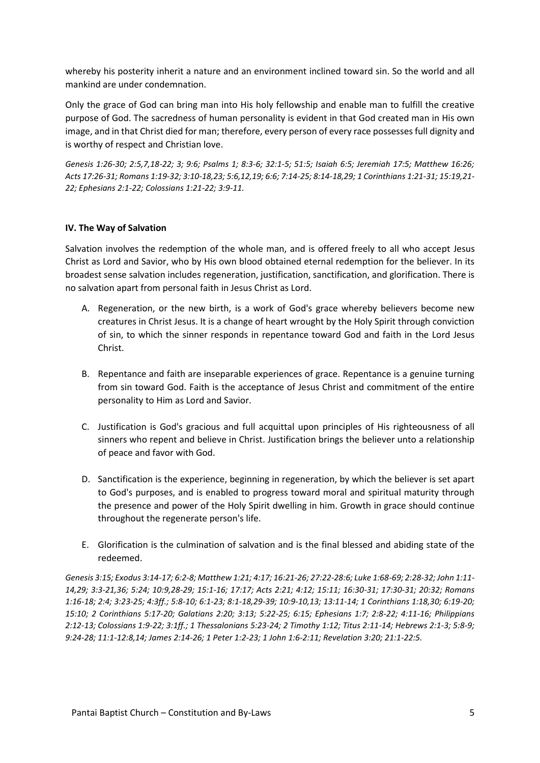whereby his posterity inherit a nature and an environment inclined toward sin. So the world and all mankind are under condemnation.

Only the grace of God can bring man into His holy fellowship and enable man to fulfill the creative purpose of God. The sacredness of human personality is evident in that God created man in His own image, and in that Christ died for man; therefore, every person of every race possesses full dignity and is worthy of respect and Christian love.

*Genesis 1:26-30; 2:5,7,18-22; 3; 9:6; Psalms 1; 8:3-6; 32:1-5; 51:5; Isaiah 6:5; Jeremiah 17:5; Matthew 16:26; Acts 17:26-31; Romans 1:19-32; 3:10-18,23; 5:6,12,19; 6:6; 7:14-25; 8:14-18,29; 1 Corinthians 1:21-31; 15:19,21-22; Ephesians 2:1-22; Colossians 1:21-22; 3:9-11.*

**IV. The Way of Salvation**

Salvation involves the redemption of the whole man, and is offered freely to all who accept Jesus Christ as Lord and Savior, who by His own blood obtained eternal redemption for the believer. In its broadest sense salvation includes regeneration, justification, sanctification, and glorification. There is no salvation apart from personal faith in Jesus Christ as Lord.

A. Regeneration, or the new birth, is a work of God's grace whereby believers become new creatures in Christ Jesus. It is a change of heart wrought by the Holy Spirit through conviction of sin, to which the sinner responds in repentance toward God and faith in the Lord Jesus Christ.

B. Repentance and faith are inseparable experiences of grace. Repentance is a genuine turning from sin toward God. Faith is the acceptance of Jesus Christ and commitment of the entire personality to Him as Lord and Savior.

C. Justification is God's gracious and full acquittal upon principles of His righteousness of all sinners who repent and believe in Christ. Justification brings the believer unto a relationship of peace and favor with God.

D. Sanctification is the experience, beginning in regeneration, by which the believer is set apart to God's purposes, and is enabled to progress toward moral and spiritual maturity through the presence and power of the Holy Spirit dwelling in him. Growth in grace should continue throughout the regenerate person's life.

E. Glorification is the culmination of salvation and is the final blessed and abiding state of the redeemed.

*Genesis 3:15; Exodus 3:14-17; 6:2-8; Matthew 1:21; 4:17; 16:21-26; 27:22-28:6; Luke 1:68-69; 2:28-32; John 1:11-14,29; 3:3-21,36; 5:24; 10:9,28-29; 15:1-16; 17:17; Acts 2:21; 4:12; 15:11; 16:30-31; 17:30-31; 20:32; Romans 1:16-18; 2:4; 3:23-25; 4:3ff.; 5:8-10; 6:1-23; 8:1-18,29-39; 10:9-10,13; 13:11-14; 1 Corinthians 1:18,30; 6:19-20; 15:10; 2 Corinthians 5:17-20; Galatians 2:20; 3:13; 5:22-25; 6:15; Ephesians 1:7; 2:8-22; 4:11-16; Philippians 2:12-13; Colossians 1:9-22; 3:1ff.; 1 Thessalonians 5:23-24; 2 Timothy 1:12; Titus 2:11-14; Hebrews 2:1-3; 5:8-9; 9:24-28; 11:1-12:8,14; James 2:14-26; 1 Peter 1:2-23; 1 John 1:6-2:11; Revelation 3:20; 21:1-22:5.*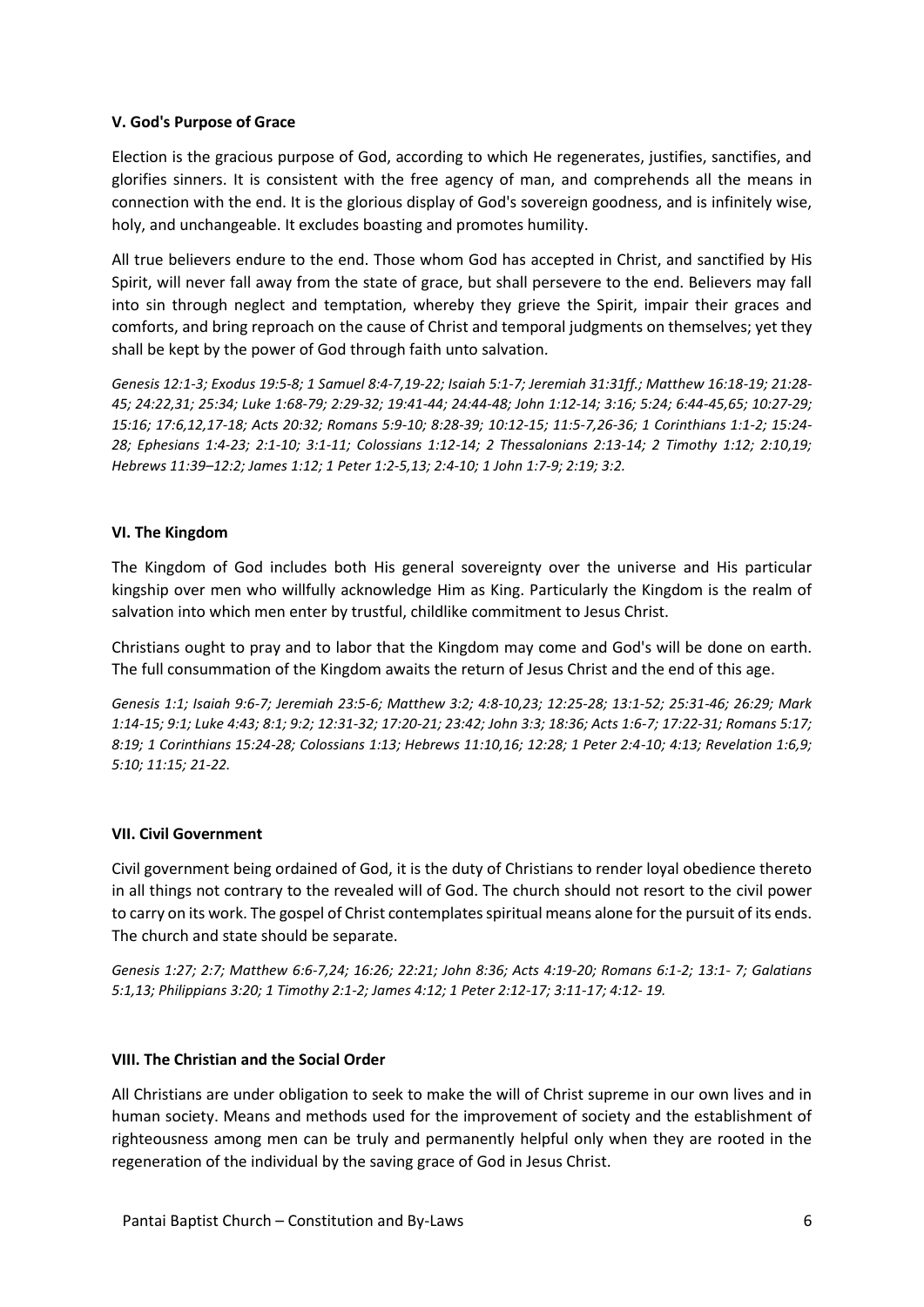### V. God's Purpose of Grace

Election is the gracious purpose of God, according to which He regenerates, justifies, sanctifies, and glorifies sinners. It is consistent with the free agency of man, and comprehends all the means in connection with the end. It is the glorious display of God's sovereign goodness, and is infinitely wise, holy, and unchangeable. It excludes boasting and promotes humility.

All true believers endure to the end. Those whom God has accepted in Christ, and sanctified by His Spirit, will never fall away from the state of grace, but shall persevere to the end. Believers may fall into sin through neglect and temptation, whereby they grieve the Spirit, impair their graces and comforts, and bring reproach on the cause of Christ and temporal judgments on themselves; yet they shall be kept by the power of God through faith unto salvation.

*Genesis 12:1-3; Exodus 19:5-8; 1 Samuel 8:4-7,19-22; Isaiah 5:1-7; Jeremiah 31:31ff.; Matthew 16:18-19; 21:28-45; 24:22,31; 25:34; Luke 1:68-79; 2:29-32; 19:41-44; 24:44-48; John 1:12-14; 3:16; 5:24; 6:44-45,65; 10:27-29; 15:16; 17:6,12,17-18; Acts 20:32; Romans 5:9-10; 8:28-39; 10:12-15; 11:5-7,26-36; 1 Corinthians 1:1-2; 15:24-28; Ephesians 1:4-23; 2:1-10; 3:1-11; Colossians 1:12-14; 2 Thessalonians 2:13-14; 2 Timothy 1:12; 2:10,19; Hebrews 11:39–12:2; James 1:12; 1 Peter 1:2-5,13; 2:4-10; 1 John 1:7-9; 2:19; 3:2.*

### VI. The Kingdom

The Kingdom of God includes both His general sovereignty over the universe and His particular kingship over men who willfully acknowledge Him as King. Particularly the Kingdom is the realm of salvation into which men enter by trustful, childlike commitment to Jesus Christ.

Christians ought to pray and to labor that the Kingdom may come and God's will be done on earth. The full consummation of the Kingdom awaits the return of Jesus Christ and the end of this age.

*Genesis 1:1; Isaiah 9:6-7; Jeremiah 23:5-6; Matthew 3:2; 4:8-10,23; 12:25-28; 13:1-52; 25:31-46; 26:29; Mark 1:14-15; 9:1; Luke 4:43; 8:1; 9:2; 12:31-32; 17:20-21; 23:42; John 3:3; 18:36; Acts 1:6-7; 17:22-31; Romans 5:17; 8:19; 1 Corinthians 15:24-28; Colossians 1:13; Hebrews 11:10,16; 12:28; 1 Peter 2:4-10; 4:13; Revelation 1:6,9; 5:10; 11:15; 21-22.*

### VII. Civil Government

Civil government being ordained of God, it is the duty of Christians to render loyal obedience thereto in all things not contrary to the revealed will of God. The church should not resort to the civil power to carry on its work. The gospel of Christ contemplates spiritual means alone for the pursuit of its ends. The church and state should be separate.

*Genesis 1:27; 2:7; Matthew 6:6-7,24; 16:26; 22:21; John 8:36; Acts 4:19-20; Romans 6:1-2; 13:1- 7; Galatians 5:1,13; Philippians 3:20; 1 Timothy 2:1-2; James 4:12; 1 Peter 2:12-17; 3:11-17; 4:12- 19.*

### VIII. The Christian and the Social Order

All Christians are under obligation to seek to make the will of Christ supreme in our own lives and in human society. Means and methods used for the improvement of society and the establishment of righteousness among men can be truly and permanently helpful only when they are rooted in the regeneration of the individual by the saving grace of God in Jesus Christ.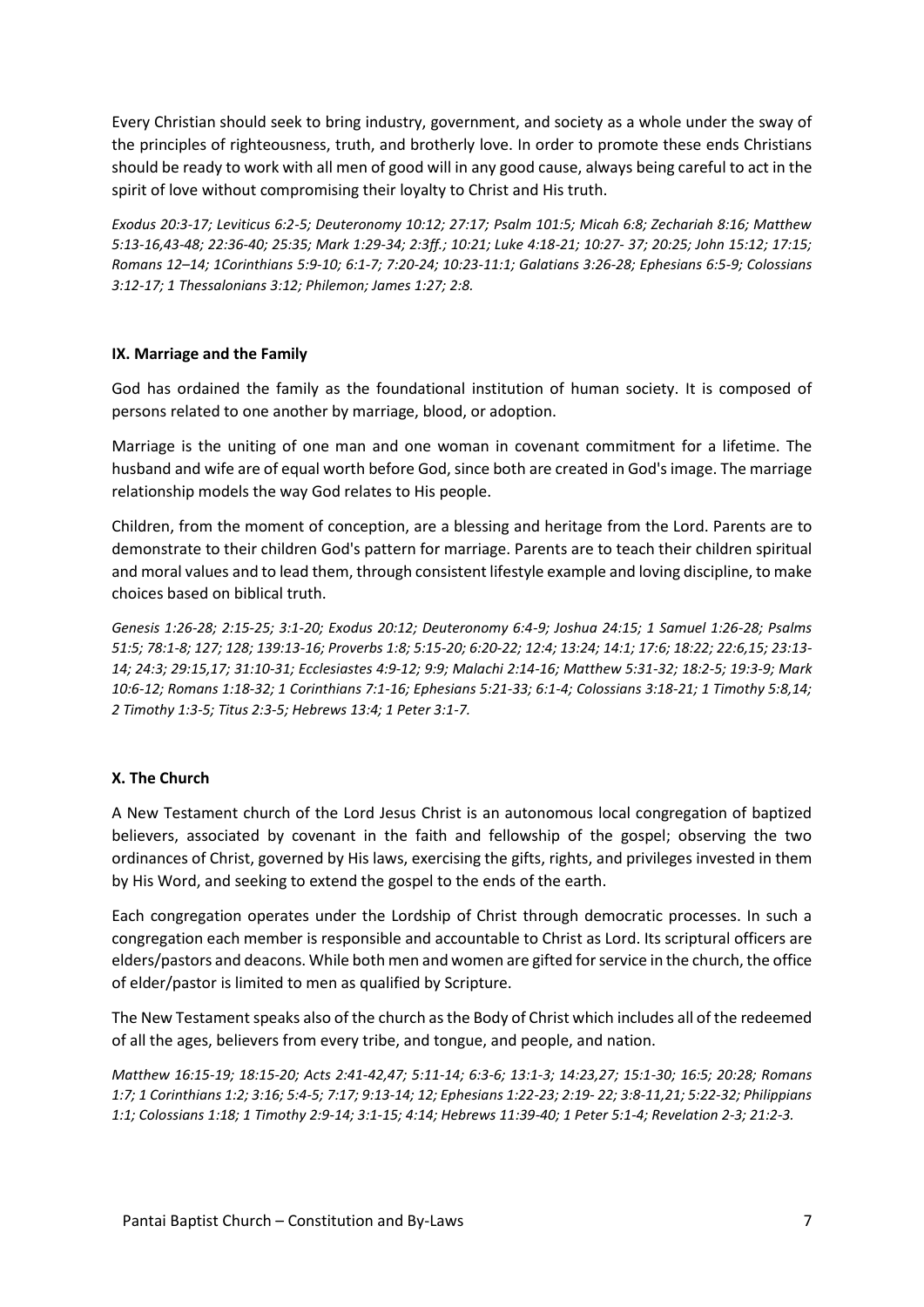Every Christian should seek to bring industry, government, and society as a whole under the sway of the principles of righteousness, truth, and brotherly love. In order to promote these ends Christians should be ready to work with all men of good will in any good cause, always being careful to act in the spirit of love without compromising their loyalty to Christ and His truth.

*Exodus 20:3-17; Leviticus 6:2-5; Deuteronomy 10:12; 27:17; Psalm 101:5; Micah 6:8; Zechariah 8:16; Matthew 5:13-16,43-48; 22:36-40; 25:35; Mark 1:29-34; 2:3ff.; 10:21; Luke 4:18-21; 10:27- 37; 20:25; John 15:12; 17:15; Romans 12–14; 1Corinthians 5:9-10; 6:1-7; 7:20-24; 10:23-11:1; Galatians 3:26-28; Ephesians 6:5-9; Colossians 3:12-17; 1 Thessalonians 3:12; Philemon; James 1:27; 2:8.*

### IX. Marriage and the Family

God has ordained the family as the foundational institution of human society. It is composed of persons related to one another by marriage, blood, or adoption.

Marriage is the uniting of one man and one woman in covenant commitment for a lifetime. The husband and wife are of equal worth before God, since both are created in God's image. The marriage relationship models the way God relates to His people.

Children, from the moment of conception, are a blessing and heritage from the Lord. Parents are to demonstrate to their children God's pattern for marriage. Parents are to teach their children spiritual and moral values and to lead them, through consistent lifestyle example and loving discipline, to make choices based on biblical truth.

*Genesis 1:26-28; 2:15-25; 3:1-20; Exodus 20:12; Deuteronomy 6:4-9; Joshua 24:15; 1 Samuel 1:26-28; Psalms 51:5; 78:1-8; 127; 128; 139:13-16; Proverbs 1:8; 5:15-20; 6:20-22; 12:4; 13:24; 14:1; 17:6; 18:22; 22:6,15; 23:13-14; 24:3; 29:15,17; 31:10-31; Ecclesiastes 4:9-12; 9:9; Malachi 2:14-16; Matthew 5:31-32; 18:2-5; 19:3-9; Mark 10:6-12; Romans 1:18-32; 1 Corinthians 7:1-16; Ephesians 5:21-33; 6:1-4; Colossians 3:18-21; 1 Timothy 5:8,14; 2 Timothy 1:3-5; Titus 2:3-5; Hebrews 13:4; 1 Peter 3:1-7.*

### X. The Church

A New Testament church of the Lord Jesus Christ is an autonomous local congregation of baptized believers, associated by covenant in the faith and fellowship of the gospel; observing the two ordinances of Christ, governed by His laws, exercising the gifts, rights, and privileges invested in them by His Word, and seeking to extend the gospel to the ends of the earth.

Each congregation operates under the Lordship of Christ through democratic processes. In such a congregation each member is responsible and accountable to Christ as Lord. Its scriptural officers are elders/pastors and deacons. While both men and women are gifted for service in the church, the office of elder/pastor is limited to men as qualified by Scripture.

The New Testament speaks also of the church as the Body of Christ which includes all of the redeemed of all the ages, believers from every tribe, and tongue, and people, and nation.

*Matthew 16:15-19; 18:15-20; Acts 2:41-42,47; 5:11-14; 6:3-6; 13:1-3; 14:23,27; 15:1-30; 16:5; 20:28; Romans 1:7; 1 Corinthians 1:2; 3:16; 5:4-5; 7:17; 9:13-14; 12; Ephesians 1:22-23; 2:19- 22; 3:8-11,21; 5:22-32; Philippians 1:1; Colossians 1:18; 1 Timothy 2:9-14; 3:1-15; 4:14; Hebrews 11:39-40; 1 Peter 5:1-4; Revelation 2-3; 21:2-3.*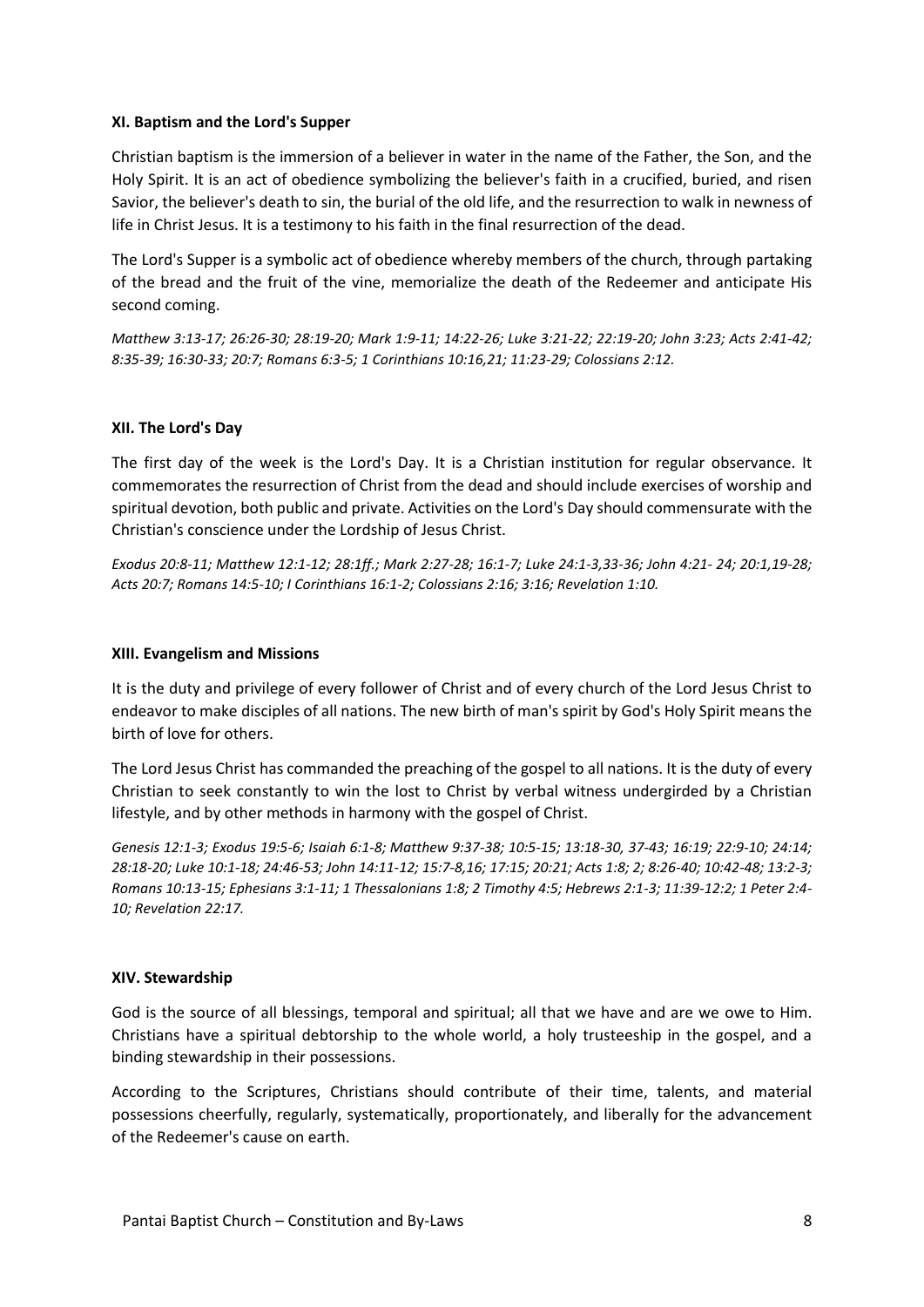**XI. Baptism and the Lord's Supper**

Christian baptism is the immersion of a believer in water in the name of the Father, the Son, and the Holy Spirit. It is an act of obedience symbolizing the believer's faith in a crucified, buried, and risen Savior, the believer's death to sin, the burial of the old life, and the resurrection to walk in newness of life in Christ Jesus. It is a testimony to his faith in the final resurrection of the dead.

The Lord's Supper is a symbolic act of obedience whereby members of the church, through partaking of the bread and the fruit of the vine, memorialize the death of the Redeemer and anticipate His second coming.

*Matthew 3:13-17; 26:26-30; 28:19-20; Mark 1:9-11; 14:22-26; Luke 3:21-22; 22:19-20; John 3:23; Acts 2:41-42; 8:35-39; 16:30-33; 20:7; Romans 6:3-5; 1 Corinthians 10:16,21; 11:23-29; Colossians 2:12.*

**XII. The Lord's Day**

The first day of the week is the Lord's Day. It is a Christian institution for regular observance. It commemorates the resurrection of Christ from the dead and should include exercises of worship and spiritual devotion, both public and private. Activities on the Lord's Day should commensurate with the Christian's conscience under the Lordship of Jesus Christ.

*Exodus 20:8-11; Matthew 12:1-12; 28:1ff.; Mark 2:27-28; 16:1-7; Luke 24:1-3,33-36; John 4:21- 24; 20:1,19-28; Acts 20:7; Romans 14:5-10; I Corinthians 16:1-2; Colossians 2:16; 3:16; Revelation 1:10.*

**XIII. Evangelism and Missions**

It is the duty and privilege of every follower of Christ and of every church of the Lord Jesus Christ to endeavor to make disciples of all nations. The new birth of man's spirit by God's Holy Spirit means the birth of love for others.

The Lord Jesus Christ has commanded the preaching of the gospel to all nations. It is the duty of every Christian to seek constantly to win the lost to Christ by verbal witness undergirded by a Christian lifestyle, and by other methods in harmony with the gospel of Christ.

*Genesis 12:1-3; Exodus 19:5-6; Isaiah 6:1-8; Matthew 9:37-38; 10:5-15; 13:18-30, 37-43; 16:19; 22:9-10; 24:14; 28:18-20; Luke 10:1-18; 24:46-53; John 14:11-12; 15:7-8,16; 17:15; 20:21; Acts 1:8; 2; 8:26-40; 10:42-48; 13:2-3; Romans 10:13-15; Ephesians 3:1-11; 1 Thessalonians 1:8; 2 Timothy 4:5; Hebrews 2:1-3; 11:39-12:2; 1 Peter 2:4-10; Revelation 22:17.*

**XIV. Stewardship**

God is the source of all blessings, temporal and spiritual; all that we have and are we owe to Him. Christians have a spiritual debtorship to the whole world, a holy trusteeship in the gospel, and a binding stewardship in their possessions.

According to the Scriptures, Christians should contribute of their time, talents, and material possessions cheerfully, regularly, systematically, proportionately, and liberally for the advancement of the Redeemer's cause on earth.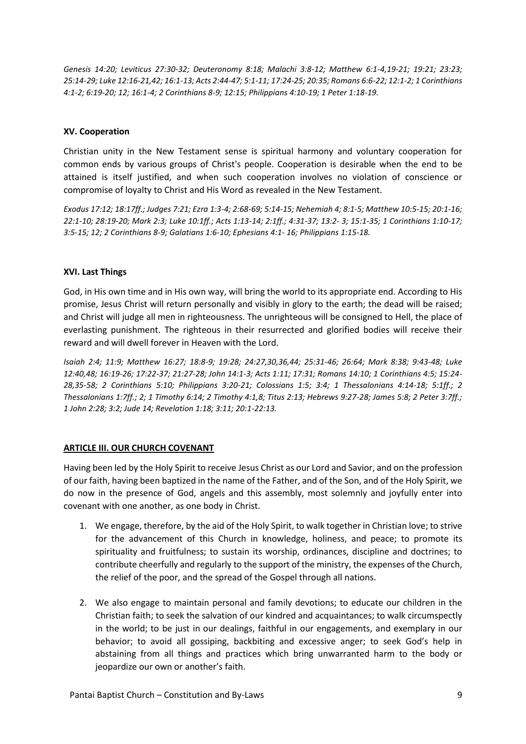*Genesis 14:20; Leviticus 27:30-32; Deuteronomy 8:18; Malachi 3:8-12; Matthew 6:1-4,19-21; 19:21; 23:23; 25:14-29; Luke 12:16-21,42; 16:1-13; Acts 2:44-47; 5:1-11; 17:24-25; 20:35; Romans 6:6-22; 12:1-2; 1 Corinthians 4:1-2; 6:19-20; 12; 16:1-4; 2 Corinthians 8-9; 12:15; Philippians 4:10-19; 1 Peter 1:18-19.*

### XV. Cooperation

Christian unity in the New Testament sense is spiritual harmony and voluntary cooperation for common ends by various groups of Christ's people. Cooperation is desirable when the end to be attained is itself justified, and when such cooperation involves no violation of conscience or compromise of loyalty to Christ and His Word as revealed in the New Testament.

*Exodus 17:12; 18:17ff.; Judges 7:21; Ezra 1:3-4; 2:68-69; 5:14-15; Nehemiah 4; 8:1-5; Matthew 10:5-15; 20:1-16; 22:1-10; 28:19-20; Mark 2:3; Luke 10:1ff.; Acts 1:13-14; 2:1ff.; 4:31-37; 13:2- 3; 15:1-35; 1 Corinthians 1:10-17; 3:5-15; 12; 2 Corinthians 8-9; Galatians 1:6-10; Ephesians 4:1- 16; Philippians 1:15-18.*

### XVI. Last Things

God, in His own time and in His own way, will bring the world to its appropriate end. According to His promise, Jesus Christ will return personally and visibly in glory to the earth; the dead will be raised; and Christ will judge all men in righteousness. The unrighteous will be consigned to Hell, the place of everlasting punishment. The righteous in their resurrected and glorified bodies will receive their reward and will dwell forever in Heaven with the Lord.

*Isaiah 2:4; 11:9; Matthew 16:27; 18:8-9; 19:28; 24:27,30,36,44; 25:31-46; 26:64; Mark 8:38; 9:43-48; Luke 12:40,48; 16:19-26; 17:22-37; 21:27-28; John 14:1-3; Acts 1:11; 17:31; Romans 14:10; 1 Corinthians 4:5; 15:24-28,35-58; 2 Corinthians 5:10; Philippians 3:20-21; Colossians 1:5; 3:4; 1 Thessalonians 4:14-18; 5:1ff.; 2 Thessalonians 1:7ff.; 2; 1 Timothy 6:14; 2 Timothy 4:1,8; Titus 2:13; Hebrews 9:27-28; James 5:8; 2 Peter 3:7ff.; 1 John 2:28; 3:2; Jude 14; Revelation 1:18; 3:11; 20:1-22:13.*

## ARTICLE III. OUR CHURCH COVENANT

Having been led by the Holy Spirit to receive Jesus Christ as our Lord and Savior, and on the profession of our faith, having been baptized in the name of the Father, and of the Son, and of the Holy Spirit, we do now in the presence of God, angels and this assembly, most solemnly and joyfully enter into covenant with one another, as one body in Christ.

1. We engage, therefore, by the aid of the Holy Spirit, to walk together in Christian love; to strive for the advancement of this Church in knowledge, holiness, and peace; to promote its spirituality and fruitfulness; to sustain its worship, ordinances, discipline and doctrines; to contribute cheerfully and regularly to the support of the ministry, the expenses of the Church, the relief of the poor, and the spread of the Gospel through all nations.

2. We also engage to maintain personal and family devotions; to educate our children in the Christian faith; to seek the salvation of our kindred and acquaintances; to walk circumspectly in the world; to be just in our dealings, faithful in our engagements, and exemplary in our behavior; to avoid all gossiping, backbiting and excessive anger; to seek God's help in abstaining from all things and practices which bring unwarranted harm to the body or jeopardize our own or another's faith.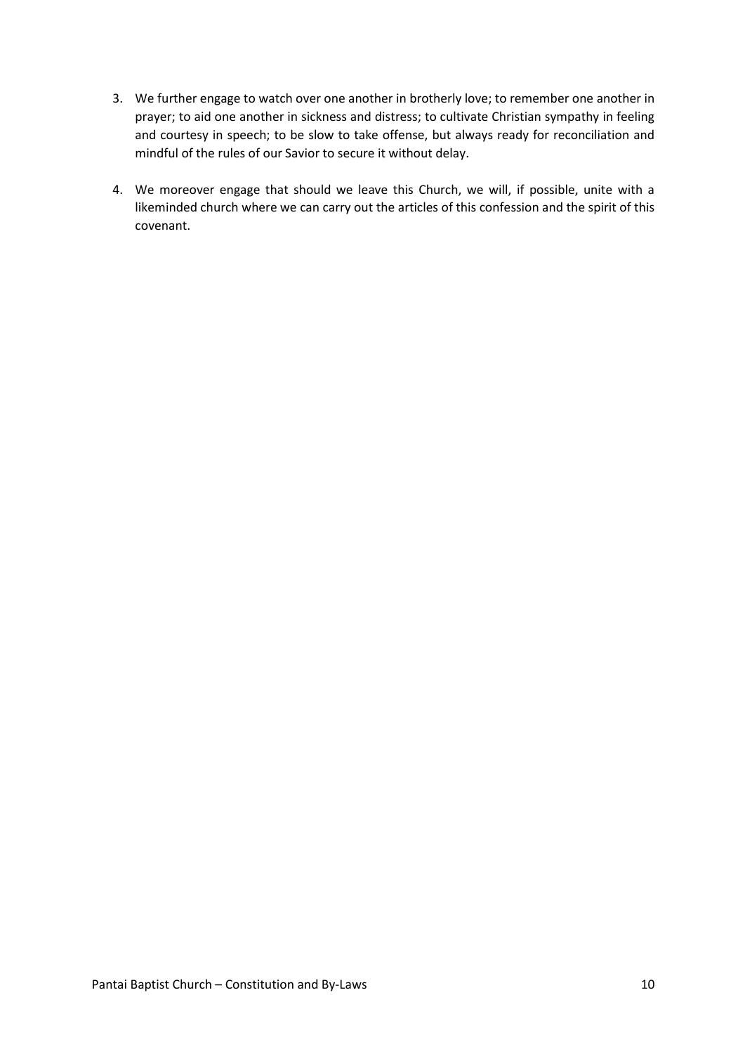3. We further engage to watch over one another in brotherly love; to remember one another in prayer; to aid one another in sickness and distress; to cultivate Christian sympathy in feeling and courtesy in speech; to be slow to take offense, but always ready for reconciliation and mindful of the rules of our Savior to secure it without delay.

4. We moreover engage that should we leave this Church, we will, if possible, unite with a likeminded church where we can carry out the articles of this confession and the spirit of this covenant.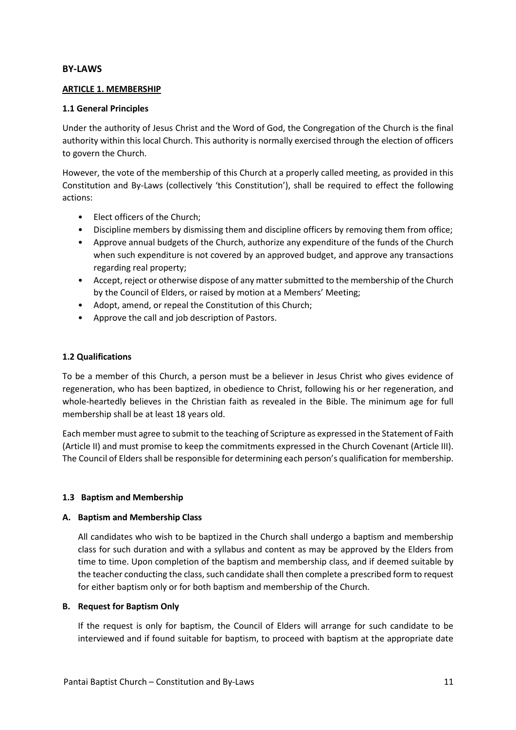## BY-LAWS

### ARTICLE 1. MEMBERSHIP

#### 1.1 General Principles

Under the authority of Jesus Christ and the Word of God, the Congregation of the Church is the final authority within this local Church. This authority is normally exercised through the election of officers to govern the Church.

However, the vote of the membership of this Church at a properly called meeting, as provided in this Constitution and By-Laws (collectively 'this Constitution'), shall be required to effect the following actions:

- Elect officers of the Church;
- Discipline members by dismissing them and discipline officers by removing them from office;
- Approve annual budgets of the Church, authorize any expenditure of the funds of the Church when such expenditure is not covered by an approved budget, and approve any transactions regarding real property;
- Accept, reject or otherwise dispose of any matter submitted to the membership of the Church by the Council of Elders, or raised by motion at a Members' Meeting;
- Adopt, amend, or repeal the Constitution of this Church;
- Approve the call and job description of Pastors.

#### 1.2 Qualifications

To be a member of this Church, a person must be a believer in Jesus Christ who gives evidence of regeneration, who has been baptized, in obedience to Christ, following his or her regeneration, and whole-heartedly believes in the Christian faith as revealed in the Bible. The minimum age for full membership shall be at least 18 years old.

Each member must agree to submit to the teaching of Scripture as expressed in the Statement of Faith (Article II) and must promise to keep the commitments expressed in the Church Covenant (Article III). The Council of Elders shall be responsible for determining each person's qualification for membership.

#### 1.3 Baptism and Membership

**A. Baptism and Membership Class**

All candidates who wish to be baptized in the Church shall undergo a baptism and membership class for such duration and with a syllabus and content as may be approved by the Elders from time to time. Upon completion of the baptism and membership class, and if deemed suitable by the teacher conducting the class, such candidate shall then complete a prescribed form to request for either baptism only or for both baptism and membership of the Church.

**B. Request for Baptism Only**

If the request is only for baptism, the Council of Elders will arrange for such candidate to be interviewed and if found suitable for baptism, to proceed with baptism at the appropriate date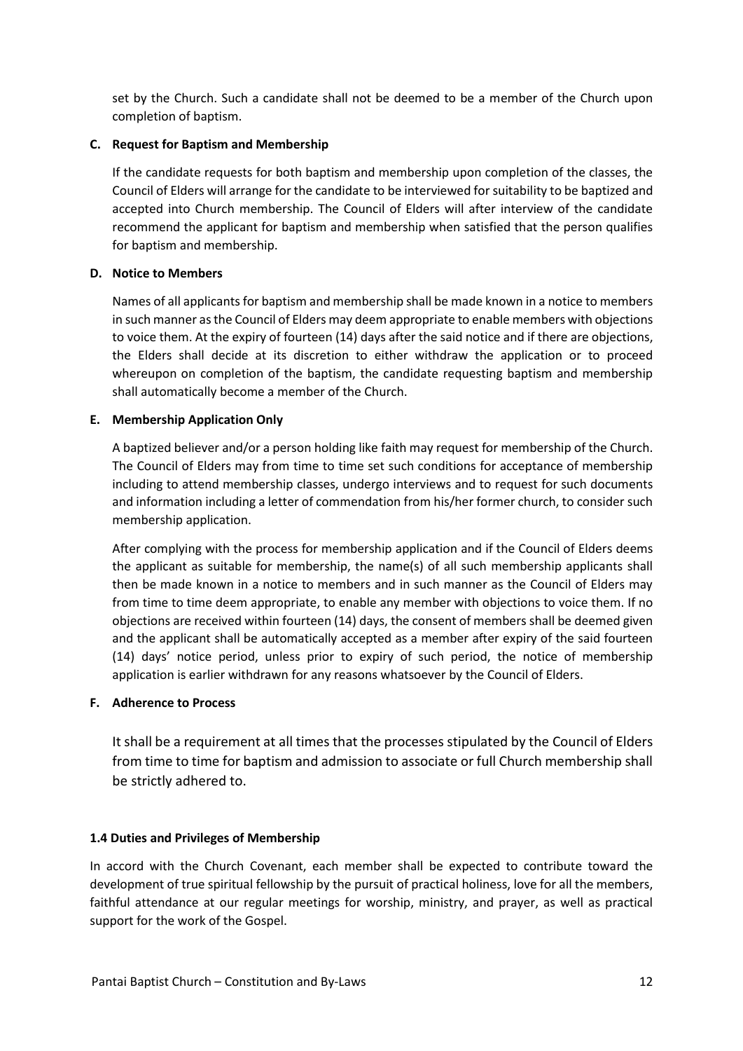set by the Church. Such a candidate shall not be deemed to be a member of the Church upon completion of baptism.

**C. Request for Baptism and Membership**

If the candidate requests for both baptism and membership upon completion of the classes, the Council of Elders will arrange for the candidate to be interviewed for suitability to be baptized and accepted into Church membership. The Council of Elders will after interview of the candidate recommend the applicant for baptism and membership when satisfied that the person qualifies for baptism and membership.

**D. Notice to Members**

Names of all applicants for baptism and membership shall be made known in a notice to members in such manner as the Council of Elders may deem appropriate to enable members with objections to voice them. At the expiry of fourteen (14) days after the said notice and if there are objections, the Elders shall decide at its discretion to either withdraw the application or to proceed whereupon on completion of the baptism, the candidate requesting baptism and membership shall automatically become a member of the Church.

**E. Membership Application Only**

A baptized believer and/or a person holding like faith may request for membership of the Church. The Council of Elders may from time to time set such conditions for acceptance of membership including to attend membership classes, undergo interviews and to request for such documents and information including a letter of commendation from his/her former church, to consider such membership application.

After complying with the process for membership application and if the Council of Elders deems the applicant as suitable for membership, the name(s) of all such membership applicants shall then be made known in a notice to members and in such manner as the Council of Elders may from time to time deem appropriate, to enable any member with objections to voice them. If no objections are received within fourteen (14) days, the consent of members shall be deemed given and the applicant shall be automatically accepted as a member after expiry of the said fourteen (14) days' notice period, unless prior to expiry of such period, the notice of membership application is earlier withdrawn for any reasons whatsoever by the Council of Elders.

**F. Adherence to Process**

It shall be a requirement at all times that the processes stipulated by the Council of Elders from time to time for baptism and admission to associate or full Church membership shall be strictly adhered to.

**1.4 Duties and Privileges of Membership**

In accord with the Church Covenant, each member shall be expected to contribute toward the development of true spiritual fellowship by the pursuit of practical holiness, love for all the members, faithful attendance at our regular meetings for worship, ministry, and prayer, as well as practical support for the work of the Gospel.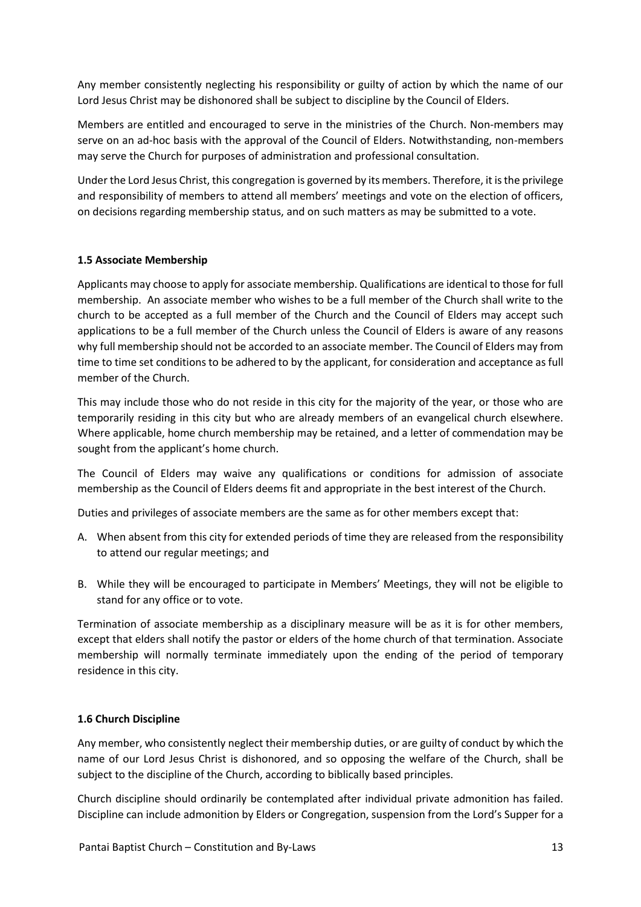Any member consistently neglecting his responsibility or guilty of action by which the name of our Lord Jesus Christ may be dishonored shall be subject to discipline by the Council of Elders.

Members are entitled and encouraged to serve in the ministries of the Church. Non-members may serve on an ad-hoc basis with the approval of the Council of Elders. Notwithstanding, non-members may serve the Church for purposes of administration and professional consultation.

Under the Lord Jesus Christ, this congregation is governed by its members. Therefore, it is the privilege and responsibility of members to attend all members' meetings and vote on the election of officers, on decisions regarding membership status, and on such matters as may be submitted to a vote.

#### 1.5 Associate Membership

Applicants may choose to apply for associate membership. Qualifications are identical to those for full membership. An associate member who wishes to be a full member of the Church shall write to the church to be accepted as a full member of the Church and the Council of Elders may accept such applications to be a full member of the Church unless the Council of Elders is aware of any reasons why full membership should not be accorded to an associate member. The Council of Elders may from time to time set conditions to be adhered to by the applicant, for consideration and acceptance as full member of the Church.

This may include those who do not reside in this city for the majority of the year, or those who are temporarily residing in this city but who are already members of an evangelical church elsewhere. Where applicable, home church membership may be retained, and a letter of commendation may be sought from the applicant's home church.

The Council of Elders may waive any qualifications or conditions for admission of associate membership as the Council of Elders deems fit and appropriate in the best interest of the Church.

Duties and privileges of associate members are the same as for other members except that:

A. When absent from this city for extended periods of time they are released from the responsibility to attend our regular meetings; and

B. While they will be encouraged to participate in Members' Meetings, they will not be eligible to stand for any office or to vote.

Termination of associate membership as a disciplinary measure will be as it is for other members, except that elders shall notify the pastor or elders of the home church of that termination. Associate membership will normally terminate immediately upon the ending of the period of temporary residence in this city.

#### 1.6 Church Discipline

Any member, who consistently neglect their membership duties, or are guilty of conduct by which the name of our Lord Jesus Christ is dishonored, and so opposing the welfare of the Church, shall be subject to the discipline of the Church, according to biblically based principles.

Church discipline should ordinarily be contemplated after individual private admonition has failed. Discipline can include admonition by Elders or Congregation, suspension from the Lord's Supper for a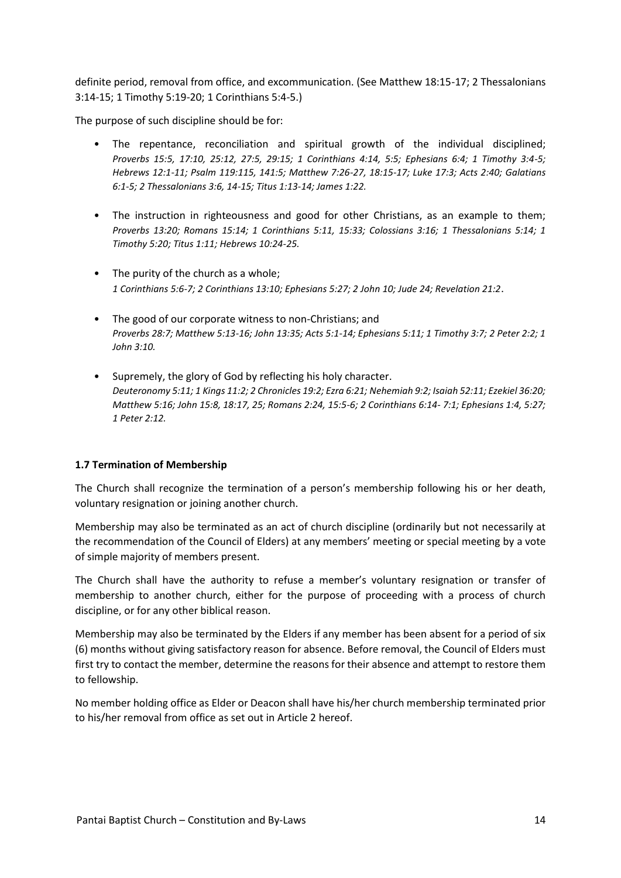definite period, removal from office, and excommunication. (See Matthew 18:15-17; 2 Thessalonians 3:14-15; 1 Timothy 5:19-20; 1 Corinthians 5:4-5.)

The purpose of such discipline should be for:

- The repentance, reconciliation and spiritual growth of the individual disciplined; *Proverbs 15:5, 17:10, 25:12, 27:5, 29:15; 1 Corinthians 4:14, 5:5; Ephesians 6:4; 1 Timothy 3:4-5; Hebrews 12:1-11; Psalm 119:115, 141:5; Matthew 7:26-27, 18:15-17; Luke 17:3; Acts 2:40; Galatians 6:1-5; 2 Thessalonians 3:6, 14-15; Titus 1:13-14; James 1:22.*

- The instruction in righteousness and good for other Christians, as an example to them; *Proverbs 13:20; Romans 15:14; 1 Corinthians 5:11, 15:33; Colossians 3:16; 1 Thessalonians 5:14; 1 Timothy 5:20; Titus 1:11; Hebrews 10:24-25.*

- The purity of the church as a whole; *1 Corinthians 5:6-7; 2 Corinthians 13:10; Ephesians 5:27; 2 John 10; Jude 24; Revelation 21:2*.

- The good of our corporate witness to non-Christians; and *Proverbs 28:7; Matthew 5:13-16; John 13:35; Acts 5:1-14; Ephesians 5:11; 1 Timothy 3:7; 2 Peter 2:2; 1 John 3:10.*

- Supremely, the glory of God by reflecting his holy character. *Deuteronomy 5:11; 1 Kings 11:2; 2 Chronicles 19:2; Ezra 6:21; Nehemiah 9:2; Isaiah 52:11; Ezekiel 36:20; Matthew 5:16; John 15:8, 18:17, 25; Romans 2:24, 15:5-6; 2 Corinthians 6:14- 7:1; Ephesians 1:4, 5:27; 1 Peter 2:12.*

### 1.7 Termination of Membership

The Church shall recognize the termination of a person's membership following his or her death, voluntary resignation or joining another church.

Membership may also be terminated as an act of church discipline (ordinarily but not necessarily at the recommendation of the Council of Elders) at any members' meeting or special meeting by a vote of simple majority of members present.

The Church shall have the authority to refuse a member's voluntary resignation or transfer of membership to another church, either for the purpose of proceeding with a process of church discipline, or for any other biblical reason.

Membership may also be terminated by the Elders if any member has been absent for a period of six (6) months without giving satisfactory reason for absence. Before removal, the Council of Elders must first try to contact the member, determine the reasons for their absence and attempt to restore them to fellowship.

No member holding office as Elder or Deacon shall have his/her church membership terminated prior to his/her removal from office as set out in Article 2 hereof.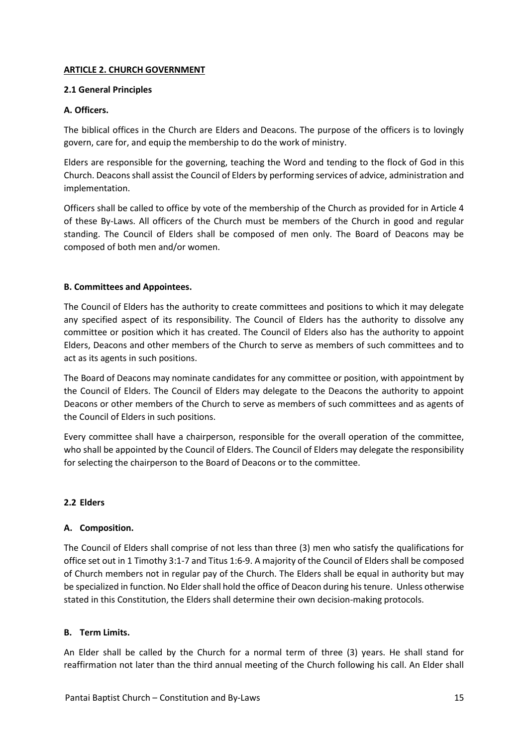## ARTICLE 2. CHURCH GOVERNMENT

### 2.1 General Principles

**A. Officers.**

The biblical offices in the Church are Elders and Deacons. The purpose of the officers is to lovingly govern, care for, and equip the membership to do the work of ministry.

Elders are responsible for the governing, teaching the Word and tending to the flock of God in this Church. Deacons shall assist the Council of Elders by performing services of advice, administration and implementation.

Officers shall be called to office by vote of the membership of the Church as provided for in Article 4 of these By-Laws. All officers of the Church must be members of the Church in good and regular standing. The Council of Elders shall be composed of men only. The Board of Deacons may be composed of both men and/or women.

**B. Committees and Appointees.**

The Council of Elders has the authority to create committees and positions to which it may delegate any specified aspect of its responsibility. The Council of Elders has the authority to dissolve any committee or position which it has created. The Council of Elders also has the authority to appoint Elders, Deacons and other members of the Church to serve as members of such committees and to act as its agents in such positions.

The Board of Deacons may nominate candidates for any committee or position, with appointment by the Council of Elders. The Council of Elders may delegate to the Deacons the authority to appoint Deacons or other members of the Church to serve as members of such committees and as agents of the Council of Elders in such positions.

Every committee shall have a chairperson, responsible for the overall operation of the committee, who shall be appointed by the Council of Elders. The Council of Elders may delegate the responsibility for selecting the chairperson to the Board of Deacons or to the committee.

### 2.2 Elders

**A. Composition.**

The Council of Elders shall comprise of not less than three (3) men who satisfy the qualifications for office set out in 1 Timothy 3:1-7 and Titus 1:6-9. A majority of the Council of Elders shall be composed of Church members not in regular pay of the Church. The Elders shall be equal in authority but may be specialized in function. No Elder shall hold the office of Deacon during his tenure. Unless otherwise stated in this Constitution, the Elders shall determine their own decision-making protocols.

**B. Term Limits.**

An Elder shall be called by the Church for a normal term of three (3) years. He shall stand for reaffirmation not later than the third annual meeting of the Church following his call. An Elder shall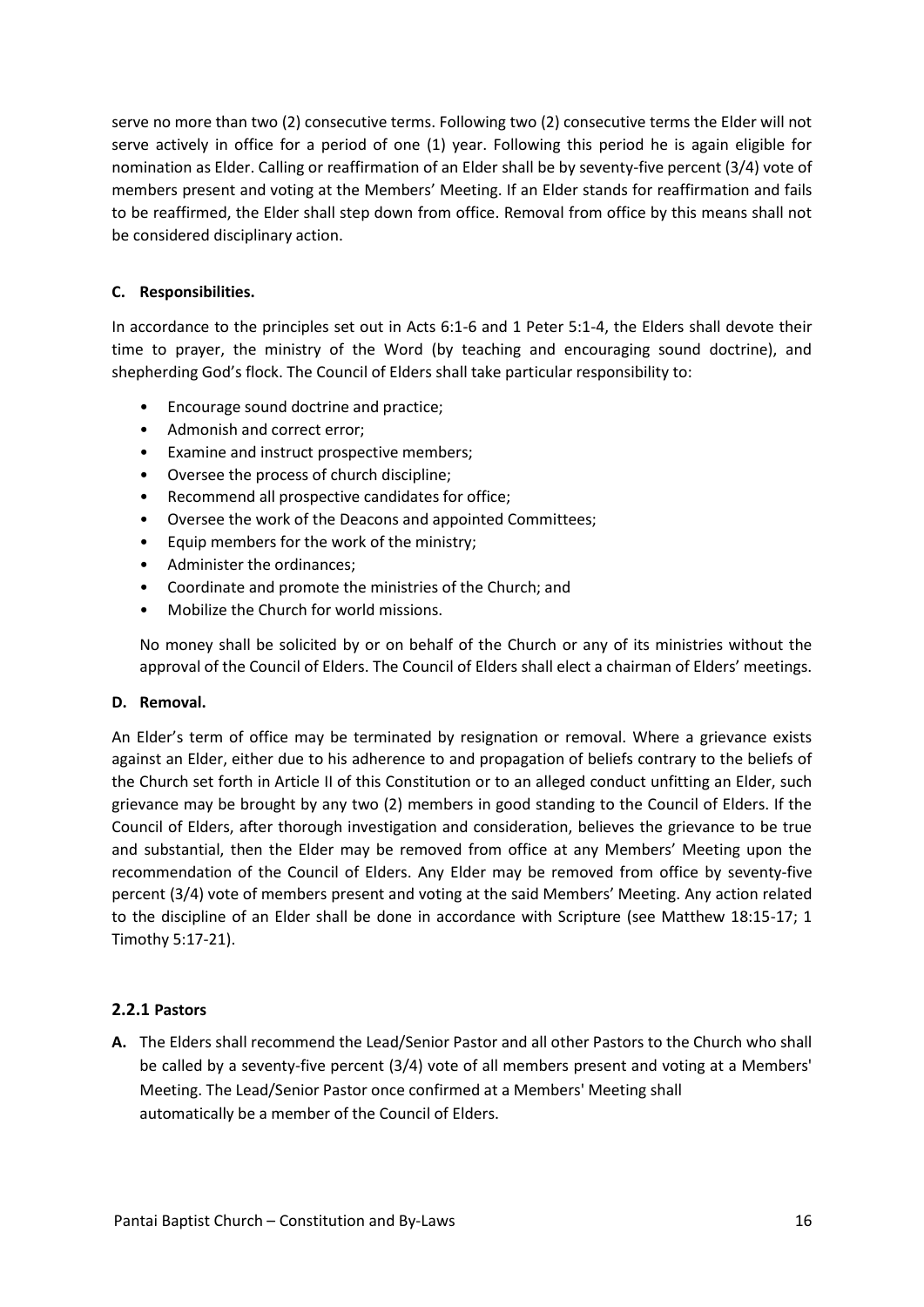serve no more than two (2) consecutive terms. Following two (2) consecutive terms the Elder will not serve actively in office for a period of one (1) year. Following this period he is again eligible for nomination as Elder. Calling or reaffirmation of an Elder shall be by seventy-five percent (3/4) vote of members present and voting at the Members' Meeting. If an Elder stands for reaffirmation and fails to be reaffirmed, the Elder shall step down from office. Removal from office by this means shall not be considered disciplinary action.

**C. Responsibilities.**

In accordance to the principles set out in Acts 6:1-6 and 1 Peter 5:1-4, the Elders shall devote their time to prayer, the ministry of the Word (by teaching and encouraging sound doctrine), and shepherding God's flock. The Council of Elders shall take particular responsibility to:

- Encourage sound doctrine and practice;
- Admonish and correct error;
- Examine and instruct prospective members;
- Oversee the process of church discipline;
- Recommend all prospective candidates for office;
- Oversee the work of the Deacons and appointed Committees;
- Equip members for the work of the ministry;
- Administer the ordinances;
- Coordinate and promote the ministries of the Church; and
- Mobilize the Church for world missions.

No money shall be solicited by or on behalf of the Church or any of its ministries without the approval of the Council of Elders. The Council of Elders shall elect a chairman of Elders' meetings.

**D. Removal.**

An Elder's term of office may be terminated by resignation or removal. Where a grievance exists against an Elder, either due to his adherence to and propagation of beliefs contrary to the beliefs of the Church set forth in Article II of this Constitution or to an alleged conduct unfitting an Elder, such grievance may be brought by any two (2) members in good standing to the Council of Elders. If the Council of Elders, after thorough investigation and consideration, believes the grievance to be true and substantial, then the Elder may be removed from office at any Members' Meeting upon the recommendation of the Council of Elders. Any Elder may be removed from office by seventy-five percent (3/4) vote of members present and voting at the said Members' Meeting. Any action related to the discipline of an Elder shall be done in accordance with Scripture (see Matthew 18:15-17; 1 Timothy 5:17-21).

### 2.2.1 Pastors

**A.** The Elders shall recommend the Lead/Senior Pastor and all other Pastors to the Church who shall be called by a seventy-five percent (3/4) vote of all members present and voting at a Members' Meeting. The Lead/Senior Pastor once confirmed at a Members' Meeting shall automatically be a member of the Council of Elders.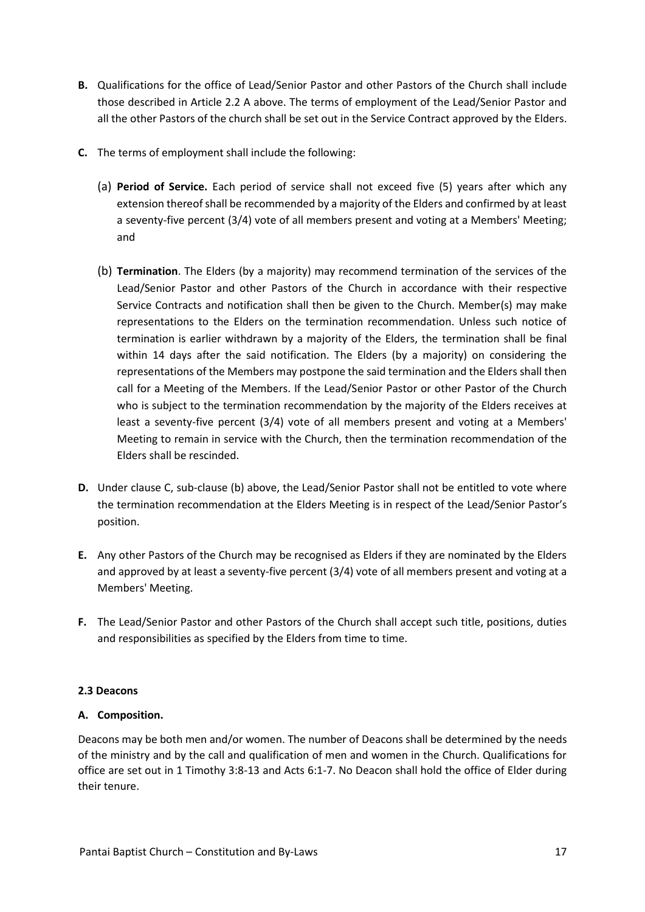**B.** Qualifications for the office of Lead/Senior Pastor and other Pastors of the Church shall include those described in Article 2.2 A above. The terms of employment of the Lead/Senior Pastor and all the other Pastors of the church shall be set out in the Service Contract approved by the Elders.

**C.** The terms of employment shall include the following:

(a) **Period of Service.** Each period of service shall not exceed five (5) years after which any extension thereof shall be recommended by a majority of the Elders and confirmed by at least a seventy-five percent (3/4) vote of all members present and voting at a Members' Meeting; and

(b) **Termination**. The Elders (by a majority) may recommend termination of the services of the Lead/Senior Pastor and other Pastors of the Church in accordance with their respective Service Contracts and notification shall then be given to the Church. Member(s) may make representations to the Elders on the termination recommendation. Unless such notice of termination is earlier withdrawn by a majority of the Elders, the termination shall be final within 14 days after the said notification. The Elders (by a majority) on considering the representations of the Members may postpone the said termination and the Elders shall then call for a Meeting of the Members. If the Lead/Senior Pastor or other Pastor of the Church who is subject to the termination recommendation by the majority of the Elders receives at least a seventy-five percent (3/4) vote of all members present and voting at a Members' Meeting to remain in service with the Church, then the termination recommendation of the Elders shall be rescinded.

**D.** Under clause C, sub-clause (b) above, the Lead/Senior Pastor shall not be entitled to vote where the termination recommendation at the Elders Meeting is in respect of the Lead/Senior Pastor's position.

**E.** Any other Pastors of the Church may be recognised as Elders if they are nominated by the Elders and approved by at least a seventy-five percent (3/4) vote of all members present and voting at a Members' Meeting.

**F.** The Lead/Senior Pastor and other Pastors of the Church shall accept such title, positions, duties and responsibilities as specified by the Elders from time to time.

### 2.3 Deacons

**A. Composition.**

Deacons may be both men and/or women. The number of Deacons shall be determined by the needs of the ministry and by the call and qualification of men and women in the Church. Qualifications for office are set out in 1 Timothy 3:8-13 and Acts 6:1-7. No Deacon shall hold the office of Elder during their tenure.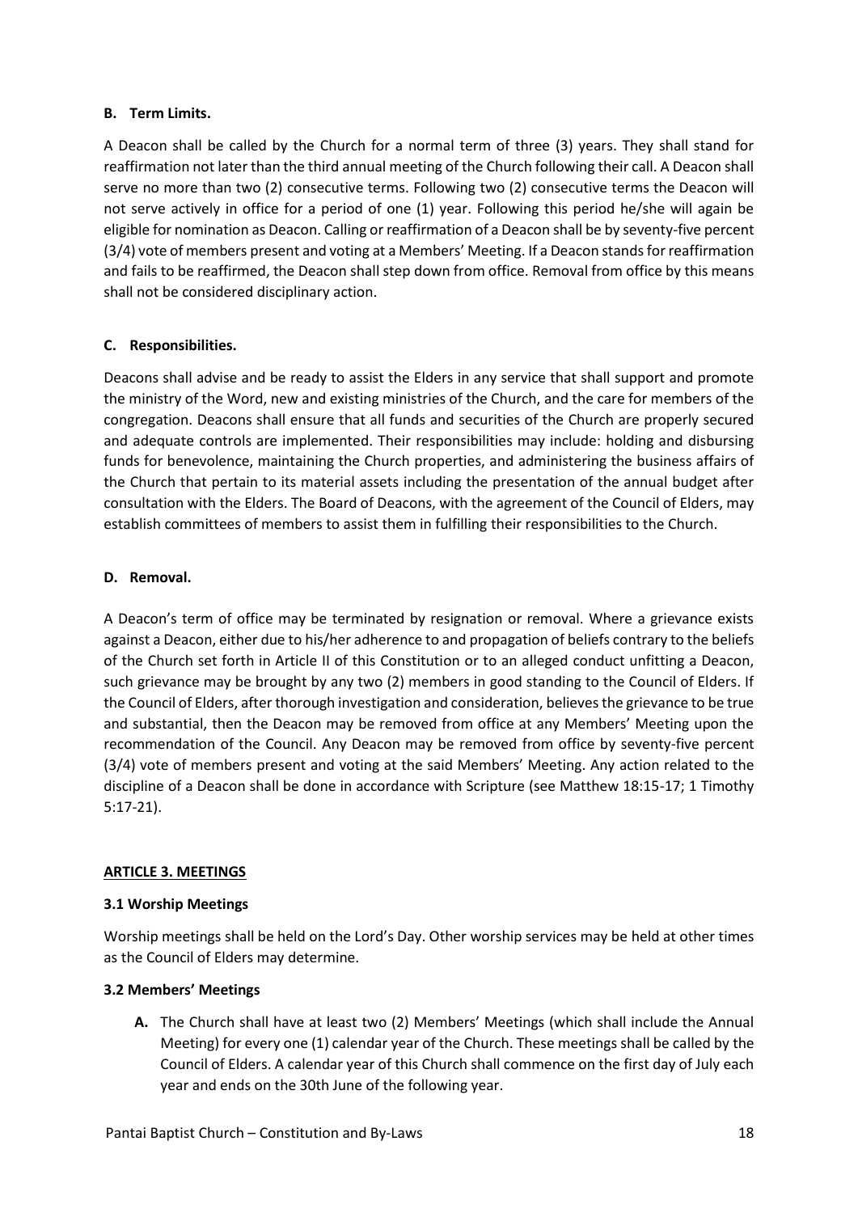**B. Term Limits.**

A Deacon shall be called by the Church for a normal term of three (3) years. They shall stand for reaffirmation not later than the third annual meeting of the Church following their call. A Deacon shall serve no more than two (2) consecutive terms. Following two (2) consecutive terms the Deacon will not serve actively in office for a period of one (1) year. Following this period he/she will again be eligible for nomination as Deacon. Calling or reaffirmation of a Deacon shall be by seventy-five percent (3/4) vote of members present and voting at a Members' Meeting. If a Deacon stands for reaffirmation and fails to be reaffirmed, the Deacon shall step down from office. Removal from office by this means shall not be considered disciplinary action.

**C. Responsibilities.**

Deacons shall advise and be ready to assist the Elders in any service that shall support and promote the ministry of the Word, new and existing ministries of the Church, and the care for members of the congregation. Deacons shall ensure that all funds and securities of the Church are properly secured and adequate controls are implemented. Their responsibilities may include: holding and disbursing funds for benevolence, maintaining the Church properties, and administering the business affairs of the Church that pertain to its material assets including the presentation of the annual budget after consultation with the Elders. The Board of Deacons, with the agreement of the Council of Elders, may establish committees of members to assist them in fulfilling their responsibilities to the Church.

**D. Removal.**

A Deacon's term of office may be terminated by resignation or removal. Where a grievance exists against a Deacon, either due to his/her adherence to and propagation of beliefs contrary to the beliefs of the Church set forth in Article II of this Constitution or to an alleged conduct unfitting a Deacon, such grievance may be brought by any two (2) members in good standing to the Council of Elders. If the Council of Elders, after thorough investigation and consideration, believes the grievance to be true and substantial, then the Deacon may be removed from office at any Members' Meeting upon the recommendation of the Council. Any Deacon may be removed from office by seventy-five percent (3/4) vote of members present and voting at the said Members' Meeting. Any action related to the discipline of a Deacon shall be done in accordance with Scripture (see Matthew 18:15-17; 1 Timothy 5:17-21).

## ARTICLE 3. MEETINGS

### 3.1 Worship Meetings

Worship meetings shall be held on the Lord's Day. Other worship services may be held at other times as the Council of Elders may determine.

### 3.2 Members' Meetings

**A.** The Church shall have at least two (2) Members' Meetings (which shall include the Annual Meeting) for every one (1) calendar year of the Church. These meetings shall be called by the Council of Elders. A calendar year of this Church shall commence on the first day of July each year and ends on the 30th June of the following year.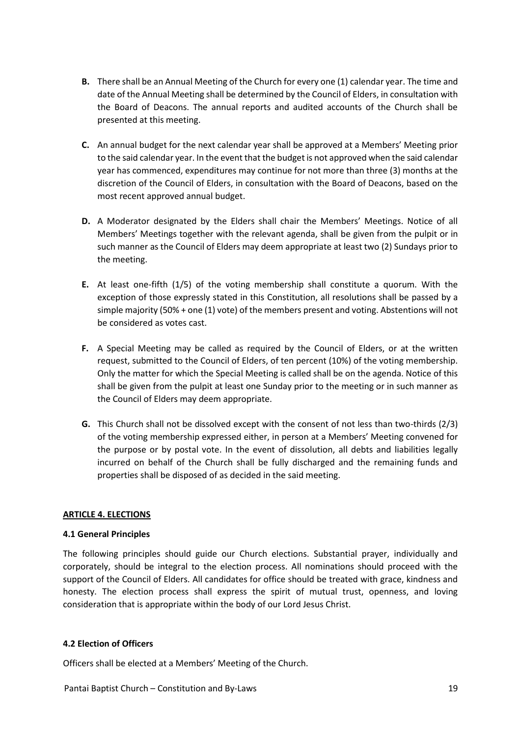**B.** There shall be an Annual Meeting of the Church for every one (1) calendar year. The time and date of the Annual Meeting shall be determined by the Council of Elders, in consultation with the Board of Deacons. The annual reports and audited accounts of the Church shall be presented at this meeting.

**C.** An annual budget for the next calendar year shall be approved at a Members' Meeting prior to the said calendar year. In the event that the budget is not approved when the said calendar year has commenced, expenditures may continue for not more than three (3) months at the discretion of the Council of Elders, in consultation with the Board of Deacons, based on the most recent approved annual budget.

**D.** A Moderator designated by the Elders shall chair the Members' Meetings. Notice of all Members' Meetings together with the relevant agenda, shall be given from the pulpit or in such manner as the Council of Elders may deem appropriate at least two (2) Sundays prior to the meeting.

**E.** At least one-fifth (1/5) of the voting membership shall constitute a quorum. With the exception of those expressly stated in this Constitution, all resolutions shall be passed by a simple majority (50% + one (1) vote) of the members present and voting. Abstentions will not be considered as votes cast.

**F.** A Special Meeting may be called as required by the Council of Elders, or at the written request, submitted to the Council of Elders, of ten percent (10%) of the voting membership. Only the matter for which the Special Meeting is called shall be on the agenda. Notice of this shall be given from the pulpit at least one Sunday prior to the meeting or in such manner as the Council of Elders may deem appropriate.

**G.** This Church shall not be dissolved except with the consent of not less than two-thirds (2/3) of the voting membership expressed either, in person at a Members' Meeting convened for the purpose or by postal vote. In the event of dissolution, all debts and liabilities legally incurred on behalf of the Church shall be fully discharged and the remaining funds and properties shall be disposed of as decided in the said meeting.

## ARTICLE 4. ELECTIONS

### 4.1 General Principles

The following principles should guide our Church elections. Substantial prayer, individually and corporately, should be integral to the election process. All nominations should proceed with the support of the Council of Elders. All candidates for office should be treated with grace, kindness and honesty. The election process shall express the spirit of mutual trust, openness, and loving consideration that is appropriate within the body of our Lord Jesus Christ.

### 4.2 Election of Officers

Officers shall be elected at a Members' Meeting of the Church.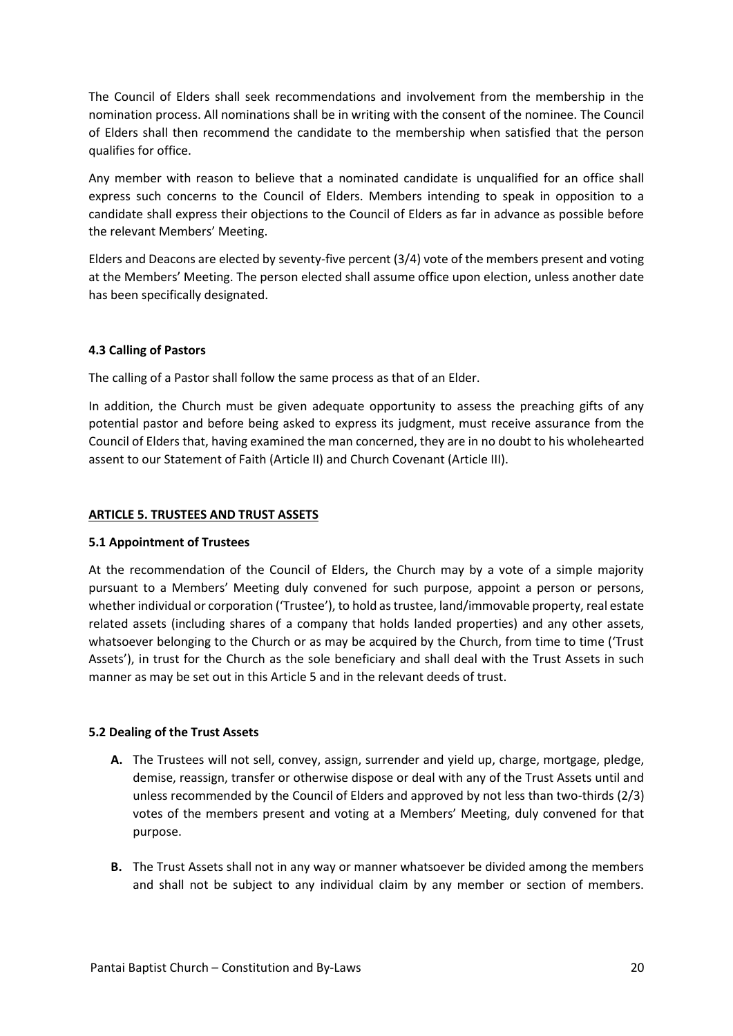The Council of Elders shall seek recommendations and involvement from the membership in the nomination process. All nominations shall be in writing with the consent of the nominee. The Council of Elders shall then recommend the candidate to the membership when satisfied that the person qualifies for office.

Any member with reason to believe that a nominated candidate is unqualified for an office shall express such concerns to the Council of Elders. Members intending to speak in opposition to a candidate shall express their objections to the Council of Elders as far in advance as possible before the relevant Members' Meeting.

Elders and Deacons are elected by seventy-five percent (3/4) vote of the members present and voting at the Members' Meeting. The person elected shall assume office upon election, unless another date has been specifically designated.

### 4.3 Calling of Pastors

The calling of a Pastor shall follow the same process as that of an Elder.

In addition, the Church must be given adequate opportunity to assess the preaching gifts of any potential pastor and before being asked to express its judgment, must receive assurance from the Council of Elders that, having examined the man concerned, they are in no doubt to his wholehearted assent to our Statement of Faith (Article II) and Church Covenant (Article III).

## ARTICLE 5. TRUSTEES AND TRUST ASSETS

### 5.1 Appointment of Trustees

At the recommendation of the Council of Elders, the Church may by a vote of a simple majority pursuant to a Members' Meeting duly convened for such purpose, appoint a person or persons, whether individual or corporation ('Trustee'), to hold as trustee, land/immovable property, real estate related assets (including shares of a company that holds landed properties) and any other assets, whatsoever belonging to the Church or as may be acquired by the Church, from time to time ('Trust Assets'), in trust for the Church as the sole beneficiary and shall deal with the Trust Assets in such manner as may be set out in this Article 5 and in the relevant deeds of trust.

### 5.2 Dealing of the Trust Assets

**A.** The Trustees will not sell, convey, assign, surrender and yield up, charge, mortgage, pledge, demise, reassign, transfer or otherwise dispose or deal with any of the Trust Assets until and unless recommended by the Council of Elders and approved by not less than two-thirds (2/3) votes of the members present and voting at a Members' Meeting, duly convened for that purpose.

**B.** The Trust Assets shall not in any way or manner whatsoever be divided among the members and shall not be subject to any individual claim by any member or section of members.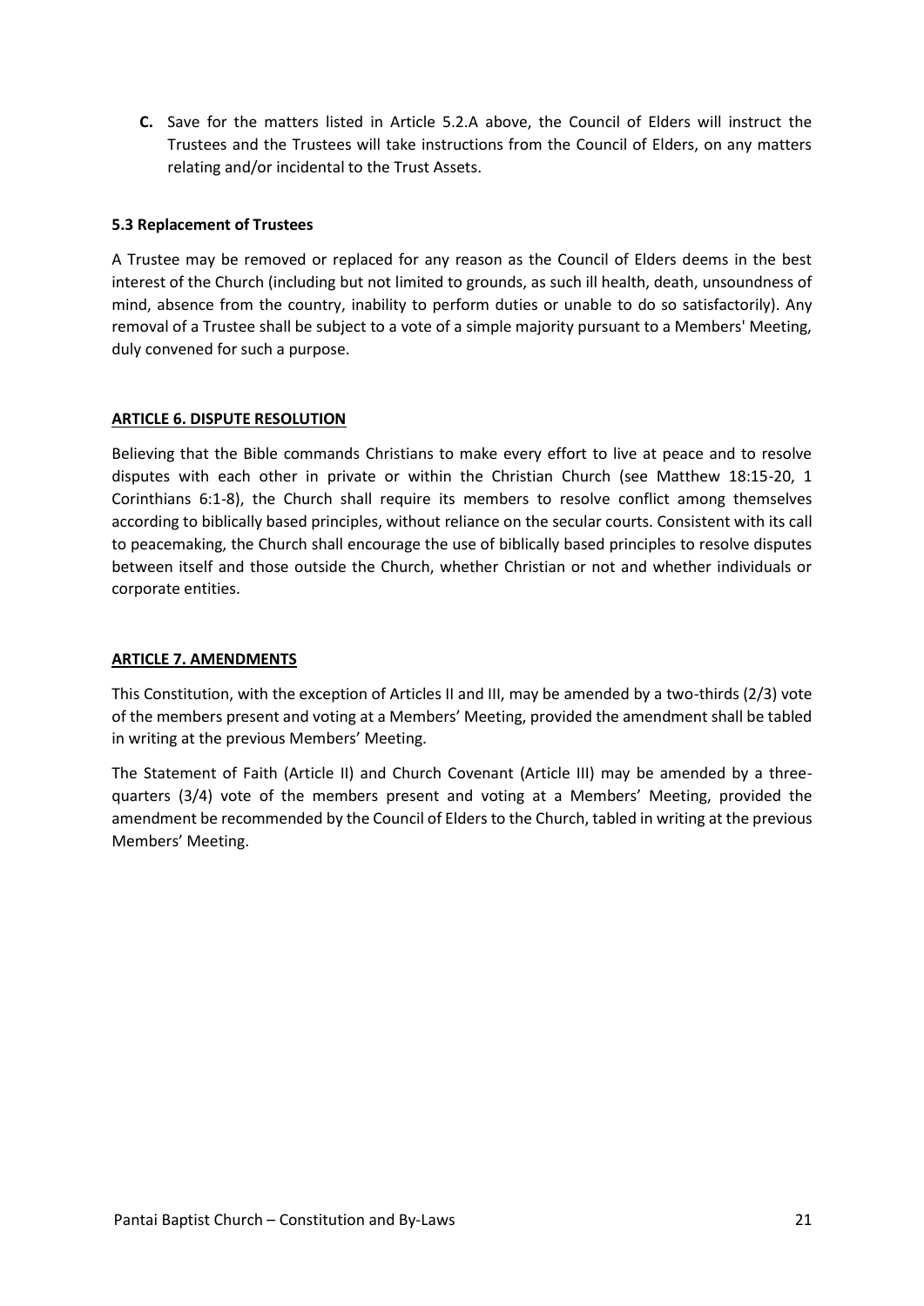**C.** Save for the matters listed in Article 5.2.A above, the Council of Elders will instruct the Trustees and the Trustees will take instructions from the Council of Elders, on any matters relating and/or incidental to the Trust Assets.

### 5.3 Replacement of Trustees

A Trustee may be removed or replaced for any reason as the Council of Elders deems in the best interest of the Church (including but not limited to grounds, as such ill health, death, unsoundness of mind, absence from the country, inability to perform duties or unable to do so satisfactorily). Any removal of a Trustee shall be subject to a vote of a simple majority pursuant to a Members' Meeting, duly convened for such a purpose.

## ARTICLE 6. DISPUTE RESOLUTION

Believing that the Bible commands Christians to make every effort to live at peace and to resolve disputes with each other in private or within the Christian Church (see Matthew 18:15-20, 1 Corinthians 6:1-8), the Church shall require its members to resolve conflict among themselves according to biblically based principles, without reliance on the secular courts. Consistent with its call to peacemaking, the Church shall encourage the use of biblically based principles to resolve disputes between itself and those outside the Church, whether Christian or not and whether individuals or corporate entities.

## ARTICLE 7. AMENDMENTS

This Constitution, with the exception of Articles II and III, may be amended by a two-thirds (2/3) vote of the members present and voting at a Members' Meeting, provided the amendment shall be tabled in writing at the previous Members' Meeting.

The Statement of Faith (Article II) and Church Covenant (Article III) may be amended by a three-quarters (3/4) vote of the members present and voting at a Members' Meeting, provided the amendment be recommended by the Council of Elders to the Church, tabled in writing at the previous Members' Meeting.